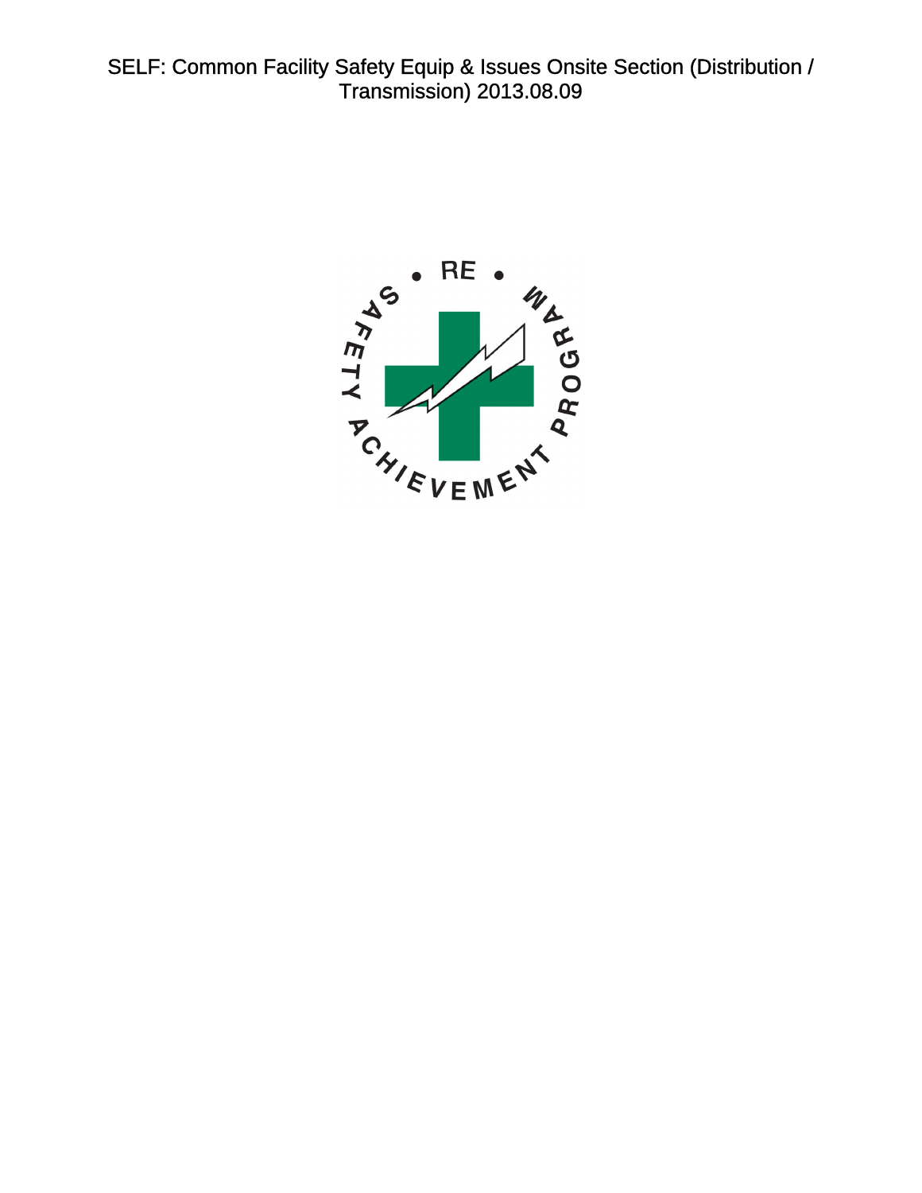# SELF: Common Facility Safety Equip & Issues Onsite Section (Distribution / Transmission) 2013.08.09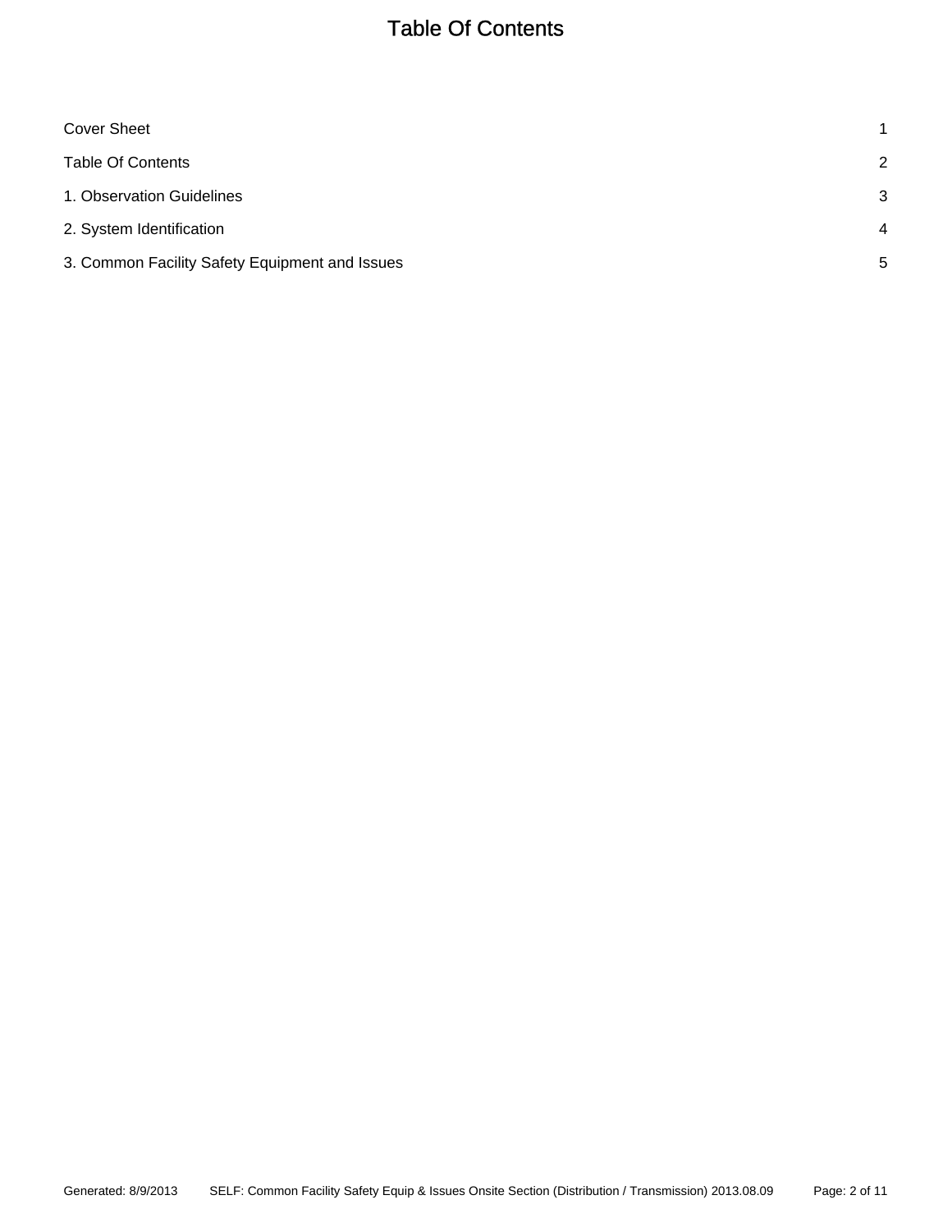# Table Of Contents

| | |
|---|---|
| Cover Sheet | 1 |
| Table Of Contents | 2 |
| 1. Observation Guidelines | 3 |
| 2. System Identification | 4 |
| 3. Common Facility Safety Equipment and Issues | 5 |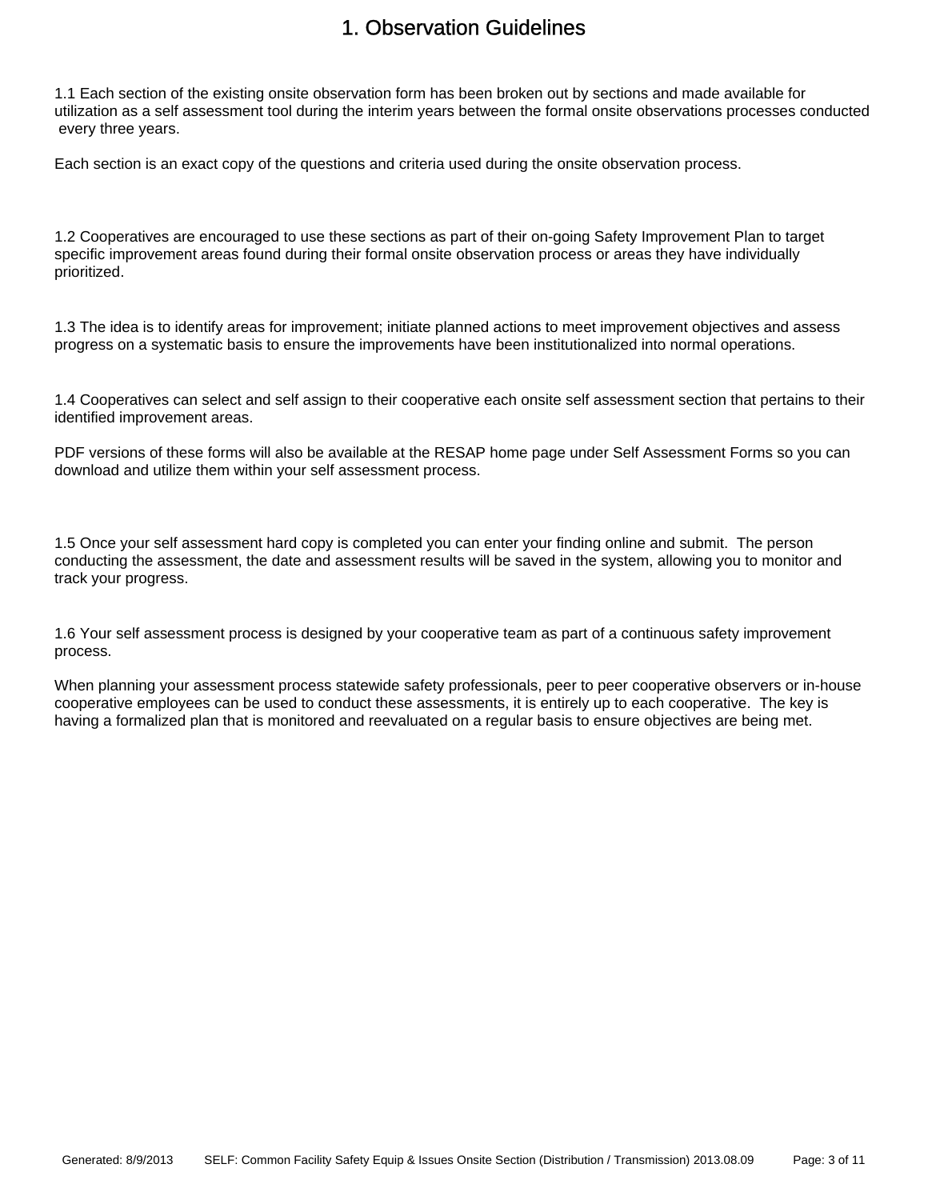# 1. Observation Guidelines

1.1 Each section of the existing onsite observation form has been broken out by sections and made available for utilization as a self assessment tool during the interim years between the formal onsite observations processes conducted every three years.

Each section is an exact copy of the questions and criteria used during the onsite observation process.

1.2 Cooperatives are encouraged to use these sections as part of their on-going Safety Improvement Plan to target specific improvement areas found during their formal onsite observation process or areas they have individually prioritized.

1.3 The idea is to identify areas for improvement; initiate planned actions to meet improvement objectives and assess progress on a systematic basis to ensure the improvements have been institutionalized into normal operations.

1.4 Cooperatives can select and self assign to their cooperative each onsite self assessment section that pertains to their identified improvement areas.

PDF versions of these forms will also be available at the RESAP home page under Self Assessment Forms so you can download and utilize them within your self assessment process.

1.5 Once your self assessment hard copy is completed you can enter your finding online and submit. The person conducting the assessment, the date and assessment results will be saved in the system, allowing you to monitor and track your progress.

1.6 Your self assessment process is designed by your cooperative team as part of a continuous safety improvement process.

When planning your assessment process statewide safety professionals, peer to peer cooperative observers or in-house cooperative employees can be used to conduct these assessments, it is entirely up to each cooperative. The key is having a formalized plan that is monitored and reevaluated on a regular basis to ensure objectives are being met.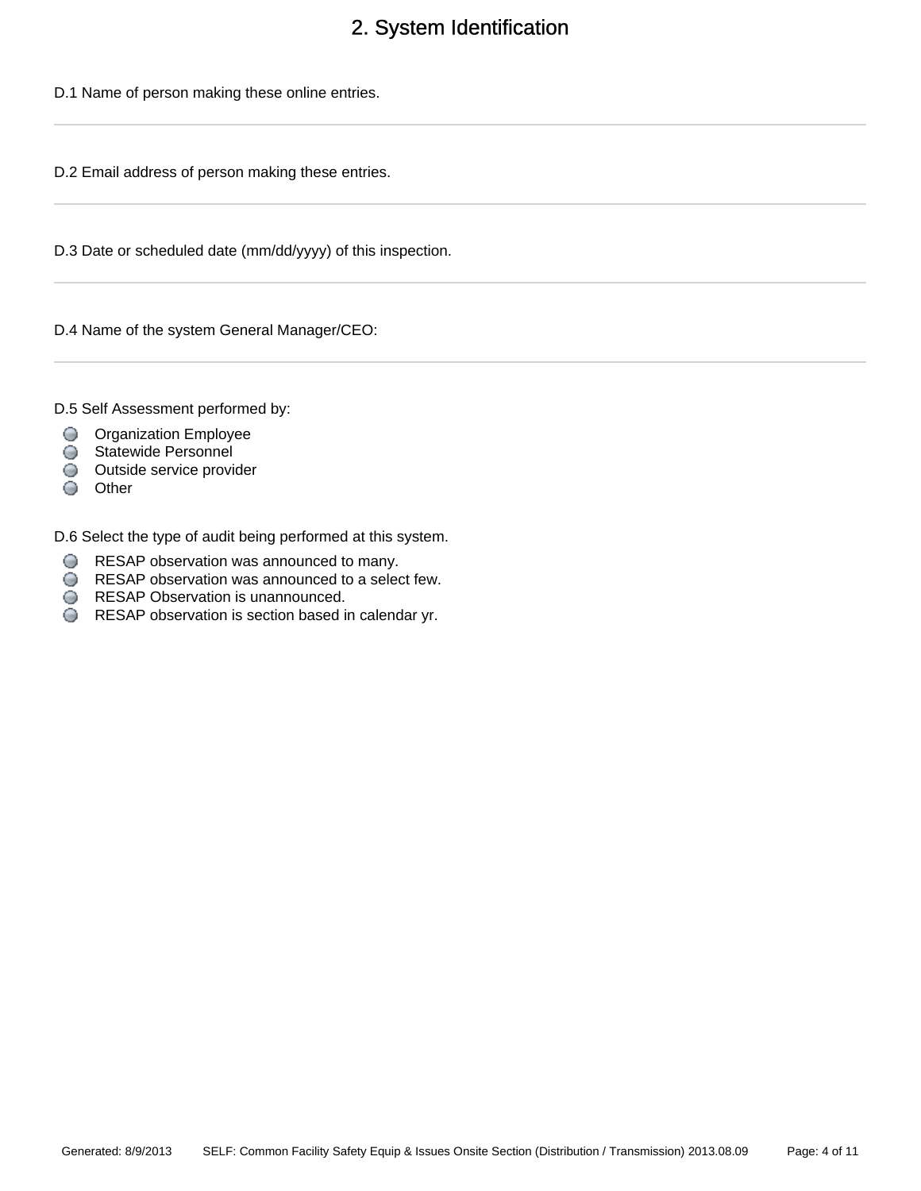# 2. System Identification

D.1 Name of person making these online entries.

---

D.2 Email address of person making these entries.

---

D.3 Date or scheduled date (mm/dd/yyyy) of this inspection.

---

D.4 Name of the system General Manager/CEO:

---

D.5 Self Assessment performed by:

- Organization Employee
- Statewide Personnel
- Outside service provider
- Other

D.6 Select the type of audit being performed at this system.

- RESAP observation was announced to many.
- RESAP observation was announced to a select few.
- RESAP Observation is unannounced.
- RESAP observation is section based in calendar yr.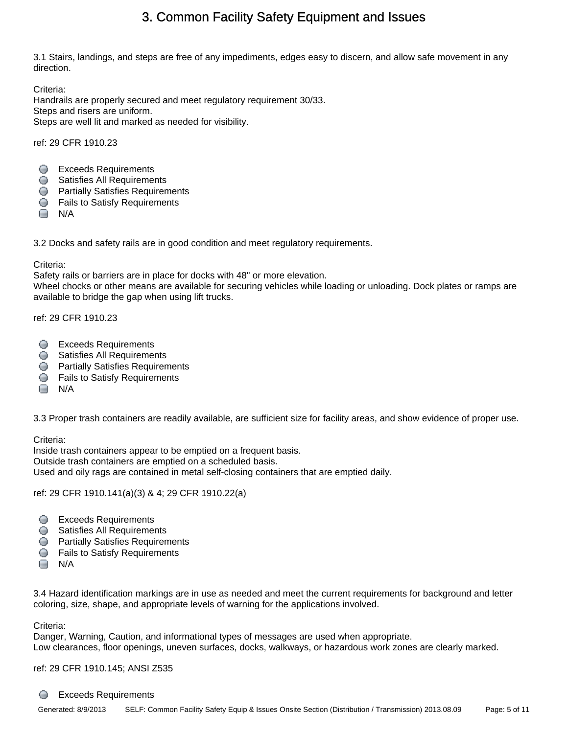# 3. Common Facility Safety Equipment and Issues

3.1 Stairs, landings, and steps are free of any impediments, edges easy to discern, and allow safe movement in any direction.

Criteria:
Handrails are properly secured and meet regulatory requirement 30/33.
Steps and risers are uniform.
Steps are well lit and marked as needed for visibility.

ref: 29 CFR 1910.23

- Exceeds Requirements
- Satisfies All Requirements
- Partially Satisfies Requirements
- Fails to Satisfy Requirements
- N/A

3.2 Docks and safety rails are in good condition and meet regulatory requirements.

Criteria:
Safety rails or barriers are in place for docks with 48" or more elevation.
Wheel chocks or other means are available for securing vehicles while loading or unloading. Dock plates or ramps are available to bridge the gap when using lift trucks.

ref: 29 CFR 1910.23

- Exceeds Requirements
- Satisfies All Requirements
- Partially Satisfies Requirements
- Fails to Satisfy Requirements
- N/A

3.3 Proper trash containers are readily available, are sufficient size for facility areas, and show evidence of proper use.

Criteria:
Inside trash containers appear to be emptied on a frequent basis.
Outside trash containers are emptied on a scheduled basis.
Used and oily rags are contained in metal self-closing containers that are emptied daily.

ref: 29 CFR 1910.141(a)(3) & 4; 29 CFR 1910.22(a)

- Exceeds Requirements
- Satisfies All Requirements
- Partially Satisfies Requirements
- Fails to Satisfy Requirements
- N/A

3.4 Hazard identification markings are in use as needed and meet the current requirements for background and letter coloring, size, shape, and appropriate levels of warning for the applications involved.

Criteria:
Danger, Warning, Caution, and informational types of messages are used when appropriate.
Low clearances, floor openings, uneven surfaces, docks, walkways, or hazardous work zones are clearly marked.

ref: 29 CFR 1910.145; ANSI Z535

- Exceeds Requirements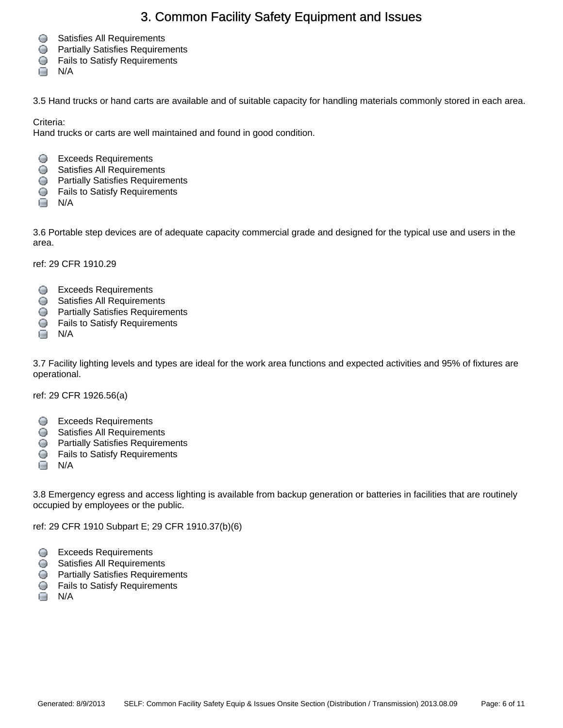# 3. Common Facility Safety Equipment and Issues

- Satisfies All Requirements
- Partially Satisfies Requirements
- Fails to Satisfy Requirements
- N/A

3.5 Hand trucks or hand carts are available and of suitable capacity for handling materials commonly stored in each area.

Criteria:
Hand trucks or carts are well maintained and found in good condition.

- Exceeds Requirements
- Satisfies All Requirements
- Partially Satisfies Requirements
- Fails to Satisfy Requirements
- N/A

3.6 Portable step devices are of adequate capacity commercial grade and designed for the typical use and users in the area.

ref: 29 CFR 1910.29

- Exceeds Requirements
- Satisfies All Requirements
- Partially Satisfies Requirements
- Fails to Satisfy Requirements
- N/A

3.7 Facility lighting levels and types are ideal for the work area functions and expected activities and 95% of fixtures are operational.

ref: 29 CFR 1926.56(a)

- Exceeds Requirements
- Satisfies All Requirements
- Partially Satisfies Requirements
- Fails to Satisfy Requirements
- N/A

3.8 Emergency egress and access lighting is available from backup generation or batteries in facilities that are routinely occupied by employees or the public.

ref: 29 CFR 1910 Subpart E; 29 CFR 1910.37(b)(6)

- Exceeds Requirements
- Satisfies All Requirements
- Partially Satisfies Requirements
- Fails to Satisfy Requirements
- N/A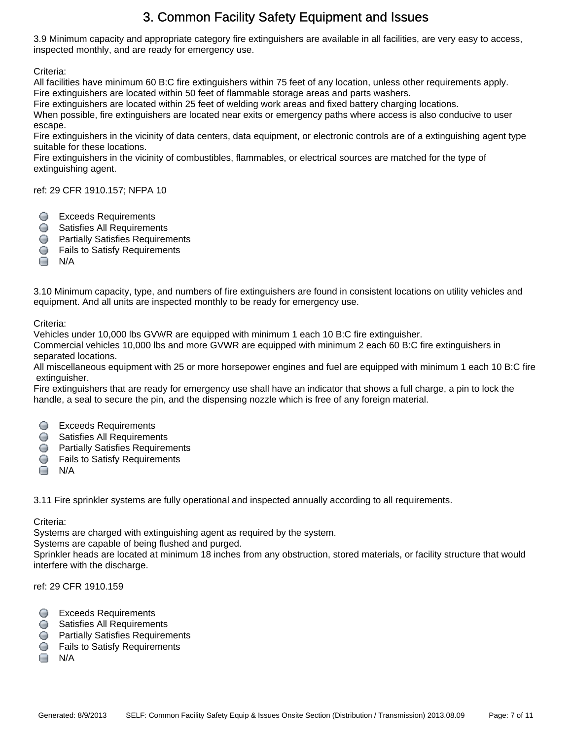# 3. Common Facility Safety Equipment and Issues

3.9 Minimum capacity and appropriate category fire extinguishers are available in all facilities, are very easy to access, inspected monthly, and are ready for emergency use.

Criteria:
All facilities have minimum 60 B:C fire extinguishers within 75 feet of any location, unless other requirements apply.
Fire extinguishers are located within 50 feet of flammable storage areas and parts washers.
Fire extinguishers are located within 25 feet of welding work areas and fixed battery charging locations.
When possible, fire extinguishers are located near exits or emergency paths where access is also conducive to user escape.
Fire extinguishers in the vicinity of data centers, data equipment, or electronic controls are of a extinguishing agent type suitable for these locations.
Fire extinguishers in the vicinity of combustibles, flammables, or electrical sources are matched for the type of extinguishing agent.

ref: 29 CFR 1910.157; NFPA 10

- Exceeds Requirements
- Satisfies All Requirements
- Partially Satisfies Requirements
- Fails to Satisfy Requirements
- N/A

3.10 Minimum capacity, type, and numbers of fire extinguishers are found in consistent locations on utility vehicles and equipment. And all units are inspected monthly to be ready for emergency use.

Criteria:
Vehicles under 10,000 lbs GVWR are equipped with minimum 1 each 10 B:C fire extinguisher.
Commercial vehicles 10,000 lbs and more GVWR are equipped with minimum 2 each 60 B:C fire extinguishers in separated locations.
All miscellaneous equipment with 25 or more horsepower engines and fuel are equipped with minimum 1 each 10 B:C fire extinguisher.
Fire extinguishers that are ready for emergency use shall have an indicator that shows a full charge, a pin to lock the handle, a seal to secure the pin, and the dispensing nozzle which is free of any foreign material.

- Exceeds Requirements
- Satisfies All Requirements
- Partially Satisfies Requirements
- Fails to Satisfy Requirements
- N/A

3.11 Fire sprinkler systems are fully operational and inspected annually according to all requirements.

Criteria:
Systems are charged with extinguishing agent as required by the system.
Systems are capable of being flushed and purged.
Sprinkler heads are located at minimum 18 inches from any obstruction, stored materials, or facility structure that would interfere with the discharge.

ref: 29 CFR 1910.159

- Exceeds Requirements
- Satisfies All Requirements
- Partially Satisfies Requirements
- Fails to Satisfy Requirements
- N/A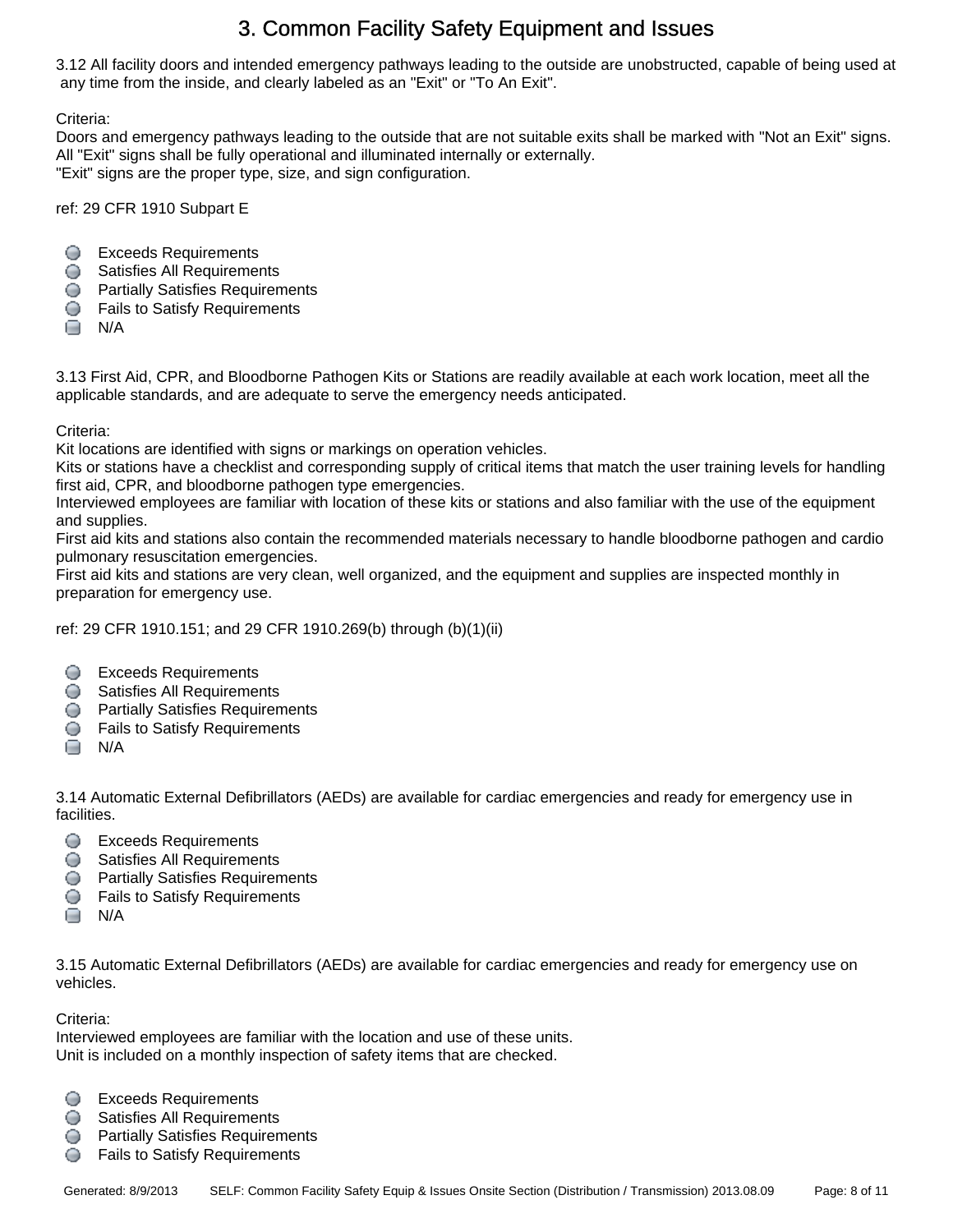# 3. Common Facility Safety Equipment and Issues

3.12 All facility doors and intended emergency pathways leading to the outside are unobstructed, capable of being used at any time from the inside, and clearly labeled as an "Exit" or "To An Exit".

Criteria:
Doors and emergency pathways leading to the outside that are not suitable exits shall be marked with "Not an Exit" signs.
All "Exit" signs shall be fully operational and illuminated internally or externally.
"Exit" signs are the proper type, size, and sign configuration.

ref: 29 CFR 1910 Subpart E

- Exceeds Requirements
- Satisfies All Requirements
- Partially Satisfies Requirements
- Fails to Satisfy Requirements
- N/A

3.13 First Aid, CPR, and Bloodborne Pathogen Kits or Stations are readily available at each work location, meet all the applicable standards, and are adequate to serve the emergency needs anticipated.

Criteria:
Kit locations are identified with signs or markings on operation vehicles.
Kits or stations have a checklist and corresponding supply of critical items that match the user training levels for handling first aid, CPR, and bloodborne pathogen type emergencies.
Interviewed employees are familiar with location of these kits or stations and also familiar with the use of the equipment and supplies.
First aid kits and stations also contain the recommended materials necessary to handle bloodborne pathogen and cardio pulmonary resuscitation emergencies.
First aid kits and stations are very clean, well organized, and the equipment and supplies are inspected monthly in preparation for emergency use.

ref: 29 CFR 1910.151; and 29 CFR 1910.269(b) through (b)(1)(ii)

- Exceeds Requirements
- Satisfies All Requirements
- Partially Satisfies Requirements
- Fails to Satisfy Requirements
- N/A

3.14 Automatic External Defibrillators (AEDs) are available for cardiac emergencies and ready for emergency use in facilities.

- Exceeds Requirements
- Satisfies All Requirements
- Partially Satisfies Requirements
- Fails to Satisfy Requirements
- N/A

3.15 Automatic External Defibrillators (AEDs) are available for cardiac emergencies and ready for emergency use on vehicles.

Criteria:
Interviewed employees are familiar with the location and use of these units.
Unit is included on a monthly inspection of safety items that are checked.

- Exceeds Requirements
- Satisfies All Requirements
- Partially Satisfies Requirements
- Fails to Satisfy Requirements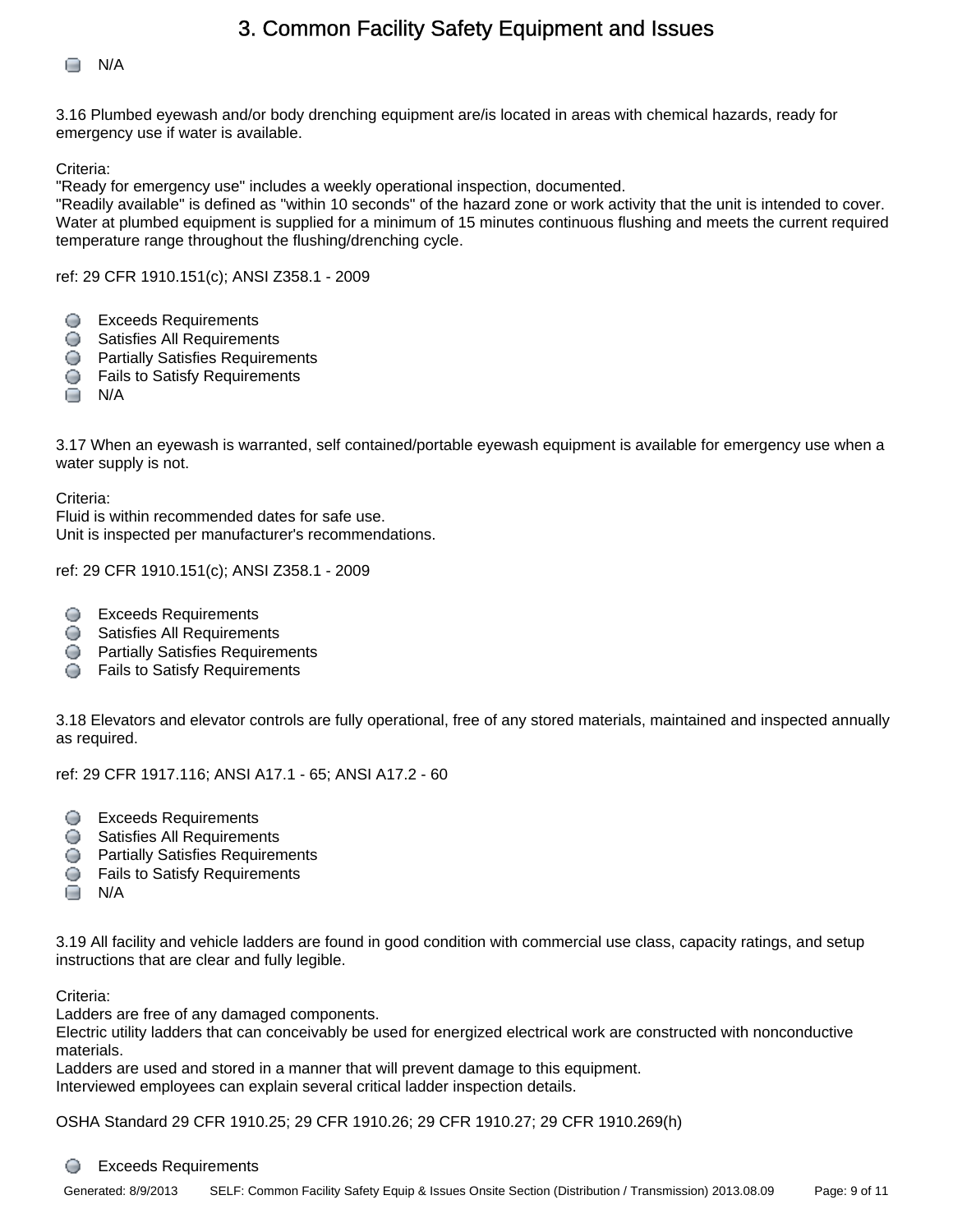# 3. Common Facility Safety Equipment and Issues

- N/A

3.16 Plumbed eyewash and/or body drenching equipment are/is located in areas with chemical hazards, ready for emergency use if water is available.

Criteria:
"Ready for emergency use" includes a weekly operational inspection, documented.
"Readily available" is defined as "within 10 seconds" of the hazard zone or work activity that the unit is intended to cover.
Water at plumbed equipment is supplied for a minimum of 15 minutes continuous flushing and meets the current required temperature range throughout the flushing/drenching cycle.

ref: 29 CFR 1910.151(c); ANSI Z358.1 - 2009

- Exceeds Requirements
- Satisfies All Requirements
- Partially Satisfies Requirements
- Fails to Satisfy Requirements
- N/A

3.17 When an eyewash is warranted, self contained/portable eyewash equipment is available for emergency use when a water supply is not.

Criteria:
Fluid is within recommended dates for safe use.
Unit is inspected per manufacturer's recommendations.

ref: 29 CFR 1910.151(c); ANSI Z358.1 - 2009

- Exceeds Requirements
- Satisfies All Requirements
- Partially Satisfies Requirements
- Fails to Satisfy Requirements

3.18 Elevators and elevator controls are fully operational, free of any stored materials, maintained and inspected annually as required.

ref: 29 CFR 1917.116; ANSI A17.1 - 65; ANSI A17.2 - 60

- Exceeds Requirements
- Satisfies All Requirements
- Partially Satisfies Requirements
- Fails to Satisfy Requirements
- N/A

3.19 All facility and vehicle ladders are found in good condition with commercial use class, capacity ratings, and setup instructions that are clear and fully legible.

Criteria:
Ladders are free of any damaged components.
Electric utility ladders that can conceivably be used for energized electrical work are constructed with nonconductive materials.
Ladders are used and stored in a manner that will prevent damage to this equipment.
Interviewed employees can explain several critical ladder inspection details.

OSHA Standard 29 CFR 1910.25; 29 CFR 1910.26; 29 CFR 1910.27; 29 CFR 1910.269(h)

- Exceeds Requirements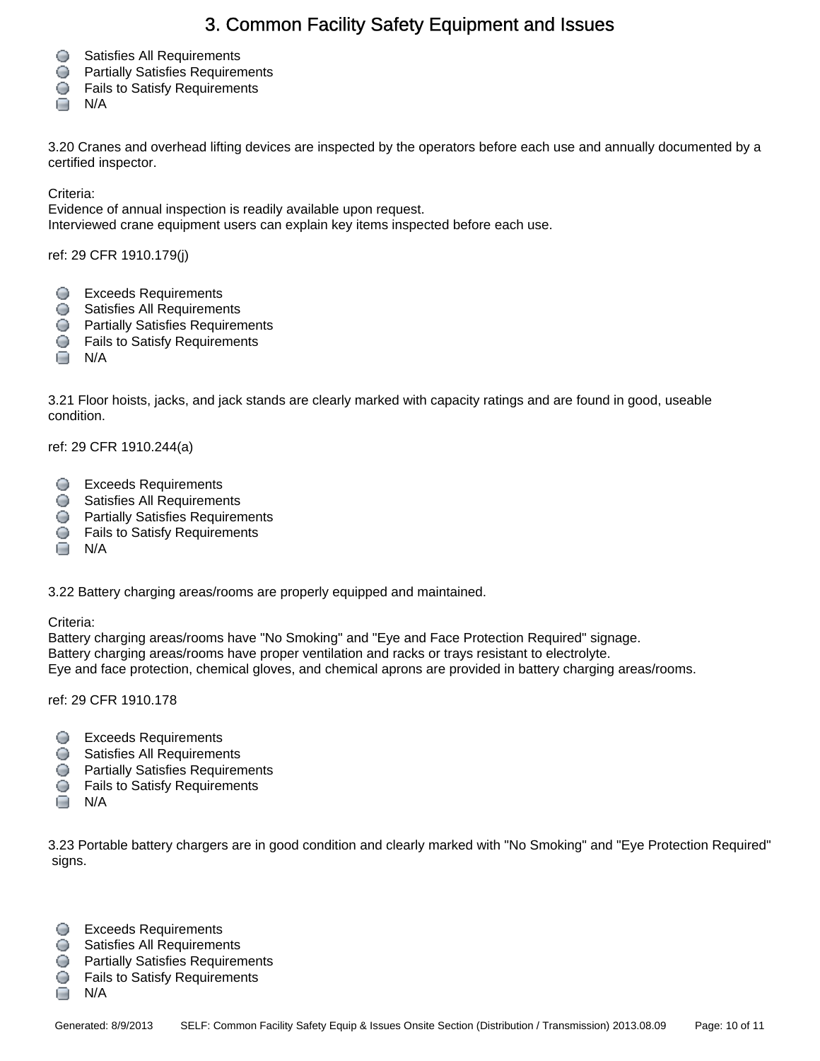# 3. Common Facility Safety Equipment and Issues

- Satisfies All Requirements
- Partially Satisfies Requirements
- Fails to Satisfy Requirements
- N/A

3.20 Cranes and overhead lifting devices are inspected by the operators before each use and annually documented by a certified inspector.

Criteria:
Evidence of annual inspection is readily available upon request.
Interviewed crane equipment users can explain key items inspected before each use.

ref: 29 CFR 1910.179(j)

- Exceeds Requirements
- Satisfies All Requirements
- Partially Satisfies Requirements
- Fails to Satisfy Requirements
- N/A

3.21 Floor hoists, jacks, and jack stands are clearly marked with capacity ratings and are found in good, useable condition.

ref: 29 CFR 1910.244(a)

- Exceeds Requirements
- Satisfies All Requirements
- Partially Satisfies Requirements
- Fails to Satisfy Requirements
- N/A

3.22 Battery charging areas/rooms are properly equipped and maintained.

Criteria:
Battery charging areas/rooms have "No Smoking" and "Eye and Face Protection Required" signage.
Battery charging areas/rooms have proper ventilation and racks or trays resistant to electrolyte.
Eye and face protection, chemical gloves, and chemical aprons are provided in battery charging areas/rooms.

ref: 29 CFR 1910.178

- Exceeds Requirements
- Satisfies All Requirements
- Partially Satisfies Requirements
- Fails to Satisfy Requirements
- N/A

3.23 Portable battery chargers are in good condition and clearly marked with "No Smoking" and "Eye Protection Required" signs.

- Exceeds Requirements
- Satisfies All Requirements
- Partially Satisfies Requirements
- Fails to Satisfy Requirements
- N/A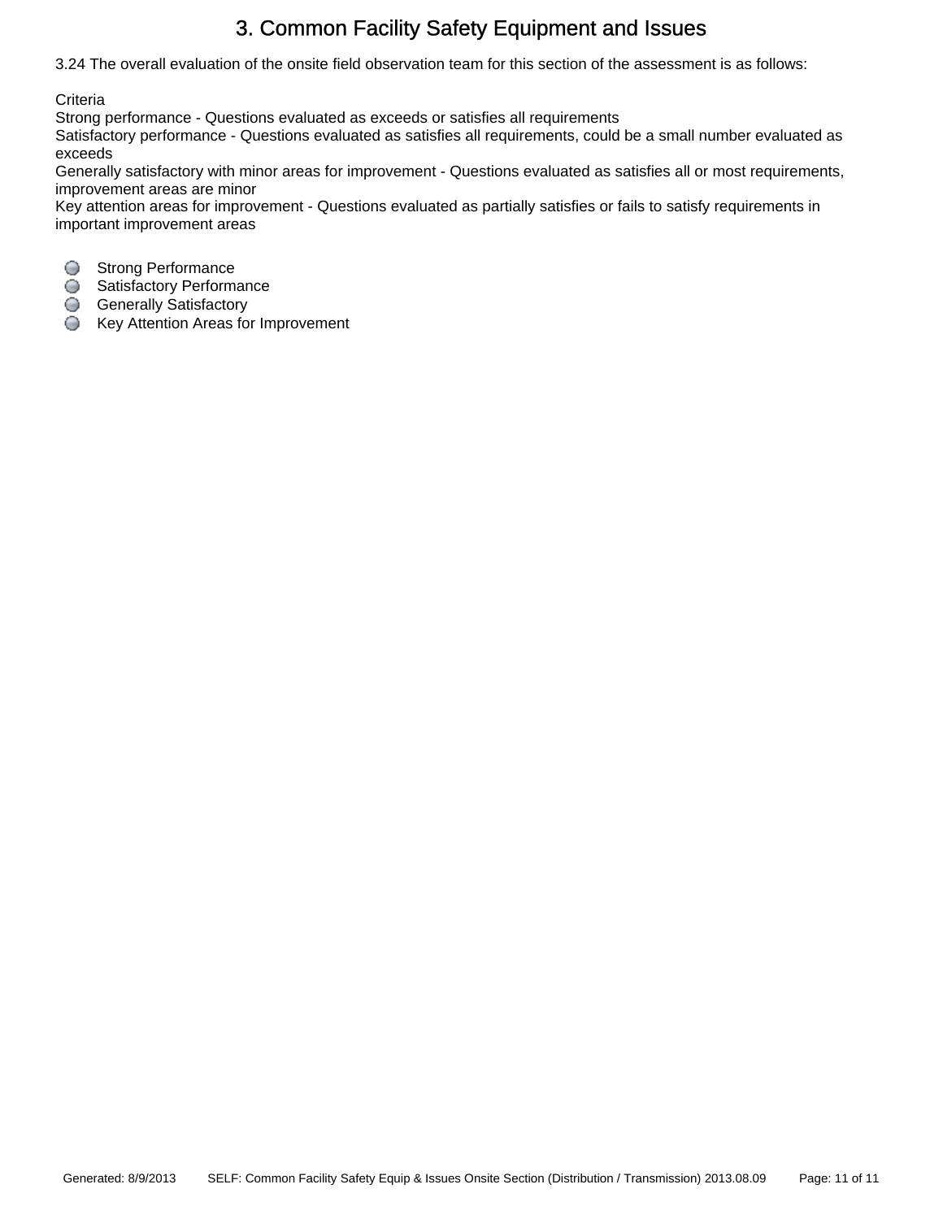# 3. Common Facility Safety Equipment and Issues

3.24 The overall evaluation of the onsite field observation team for this section of the assessment is as follows:

Criteria
Strong performance - Questions evaluated as exceeds or satisfies all requirements
Satisfactory performance - Questions evaluated as satisfies all requirements, could be a small number evaluated as exceeds
Generally satisfactory with minor areas for improvement - Questions evaluated as satisfies all or most requirements, improvement areas are minor
Key attention areas for improvement - Questions evaluated as partially satisfies or fails to satisfy requirements in important improvement areas

- Strong Performance
- Satisfactory Performance
- Generally Satisfactory
- Key Attention Areas for Improvement